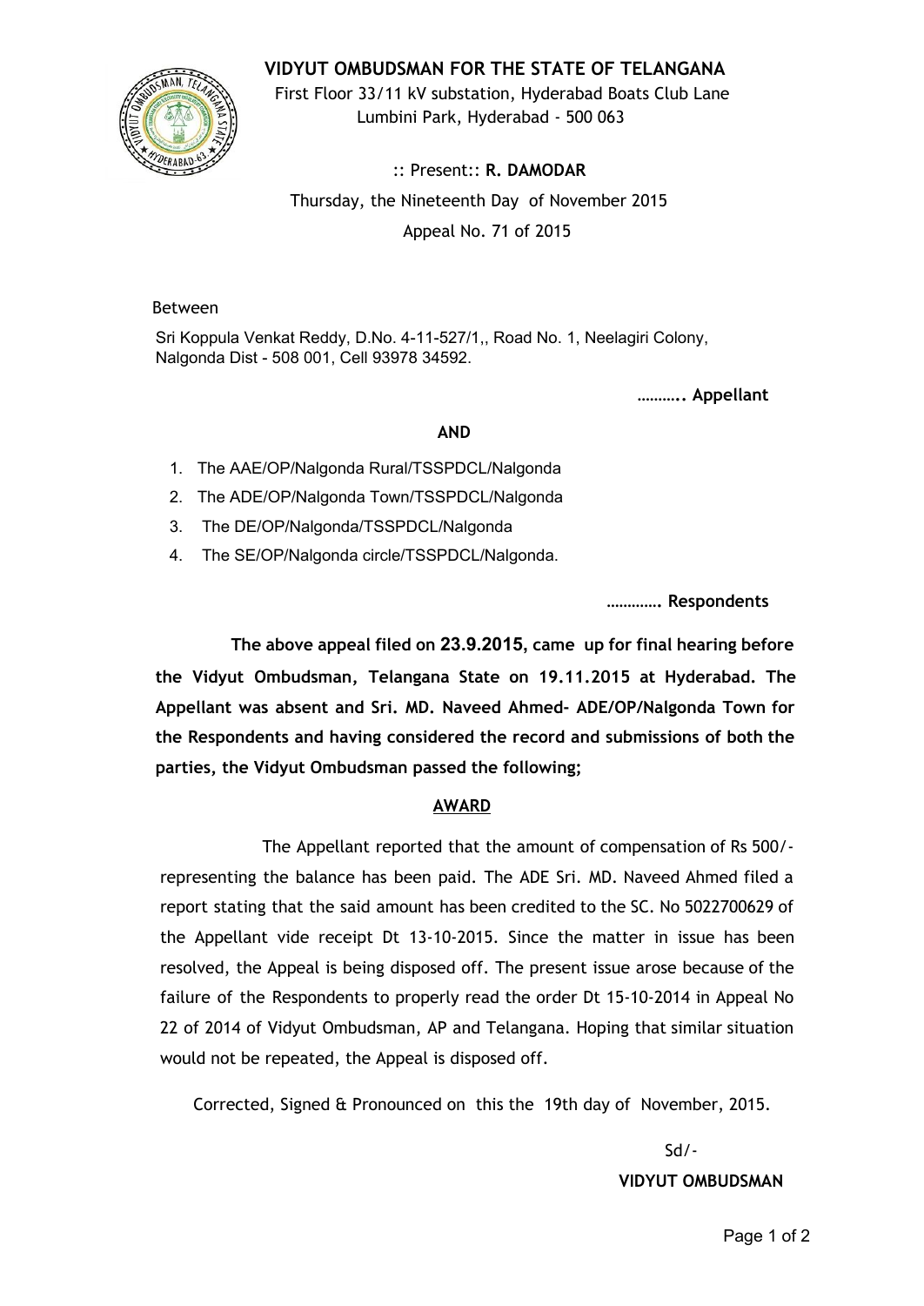# VIDYUT OMBUDSMAN FOR THE STATE OF TELANGANA

First Floor 33/11 kV substation, Hyderabad Boats Club Lane
Lumbini Park, Hyderabad - 500 063

:: Present:: **R. DAMODAR**

Thursday, the Nineteenth Day of November 2015

Appeal No. 71 of 2015

Between

Sri Koppula Venkat Reddy, D.No. 4-11-527/1,, Road No. 1, Neelagiri Colony, Nalgonda Dist - 508 001, Cell 93978 34592.

**……….. Appellant**

**AND**

1. The AAE/OP/Nalgonda Rural/TSSPDCL/Nalgonda
2. The ADE/OP/Nalgonda Town/TSSPDCL/Nalgonda
3. The DE/OP/Nalgonda/TSSPDCL/Nalgonda
4. The SE/OP/Nalgonda circle/TSSPDCL/Nalgonda.

**…………. Respondents**

**The above appeal filed on 23.9.2015, came up for final hearing before the Vidyut Ombudsman, Telangana State on 19.11.2015 at Hyderabad. The Appellant was absent and Sri. MD. Naveed Ahmed- ADE/OP/Nalgonda Town for the Respondents and having considered the record and submissions of both the parties, the Vidyut Ombudsman passed the following;**

## AWARD

The Appellant reported that the amount of compensation of Rs 500/- representing the balance has been paid. The ADE Sri. MD. Naveed Ahmed filed a report stating that the said amount has been credited to the SC. No 5022700629 of the Appellant vide receipt Dt 13-10-2015. Since the matter in issue has been resolved, the Appeal is being disposed off. The present issue arose because of the failure of the Respondents to properly read the order Dt 15-10-2014 in Appeal No 22 of 2014 of Vidyut Ombudsman, AP and Telangana. Hoping that similar situation would not be repeated, the Appeal is disposed off.

Corrected, Signed & Pronounced on this the 19th day of November, 2015.

Sd/-

**VIDYUT OMBUDSMAN**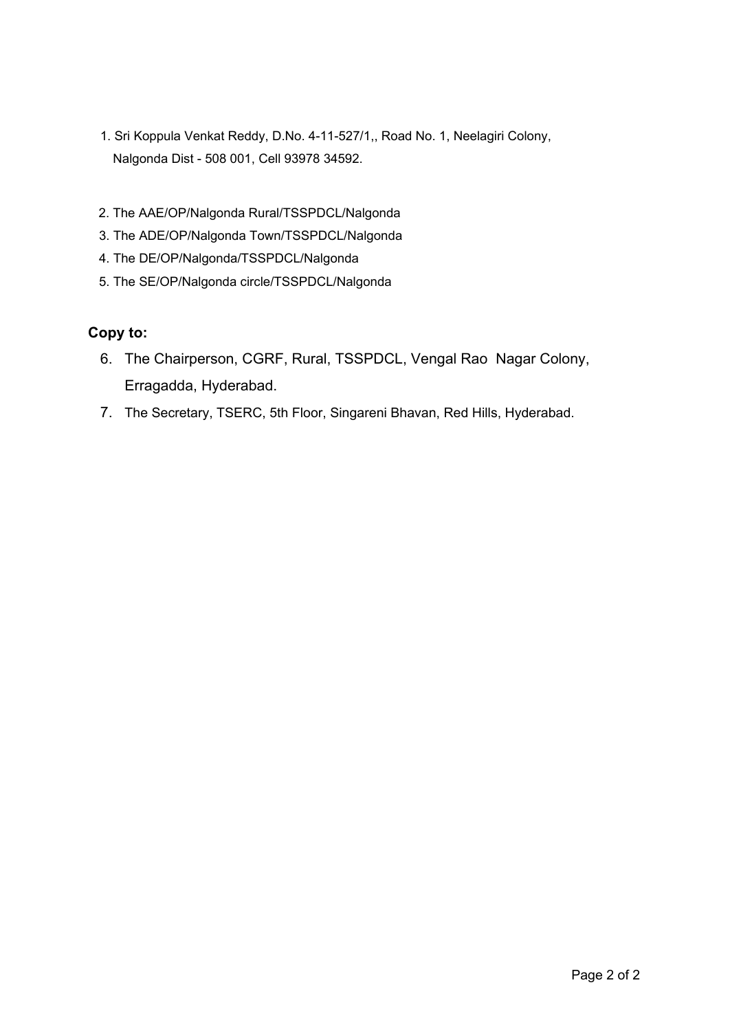1. Sri Koppula Venkat Reddy, D.No. 4-11-527/1,, Road No. 1, Neelagiri Colony, Nalgonda Dist - 508 001, Cell 93978 34592.

2. The AAE/OP/Nalgonda Rural/TSSPDCL/Nalgonda
3. The ADE/OP/Nalgonda Town/TSSPDCL/Nalgonda
4. The DE/OP/Nalgonda/TSSPDCL/Nalgonda
5. The SE/OP/Nalgonda circle/TSSPDCL/Nalgonda

**Copy to:**

6. The Chairperson, CGRF, Rural, TSSPDCL, Vengal Rao Nagar Colony, Erragadda, Hyderabad.
7. The Secretary, TSERC, 5th Floor, Singareni Bhavan, Red Hills, Hyderabad.